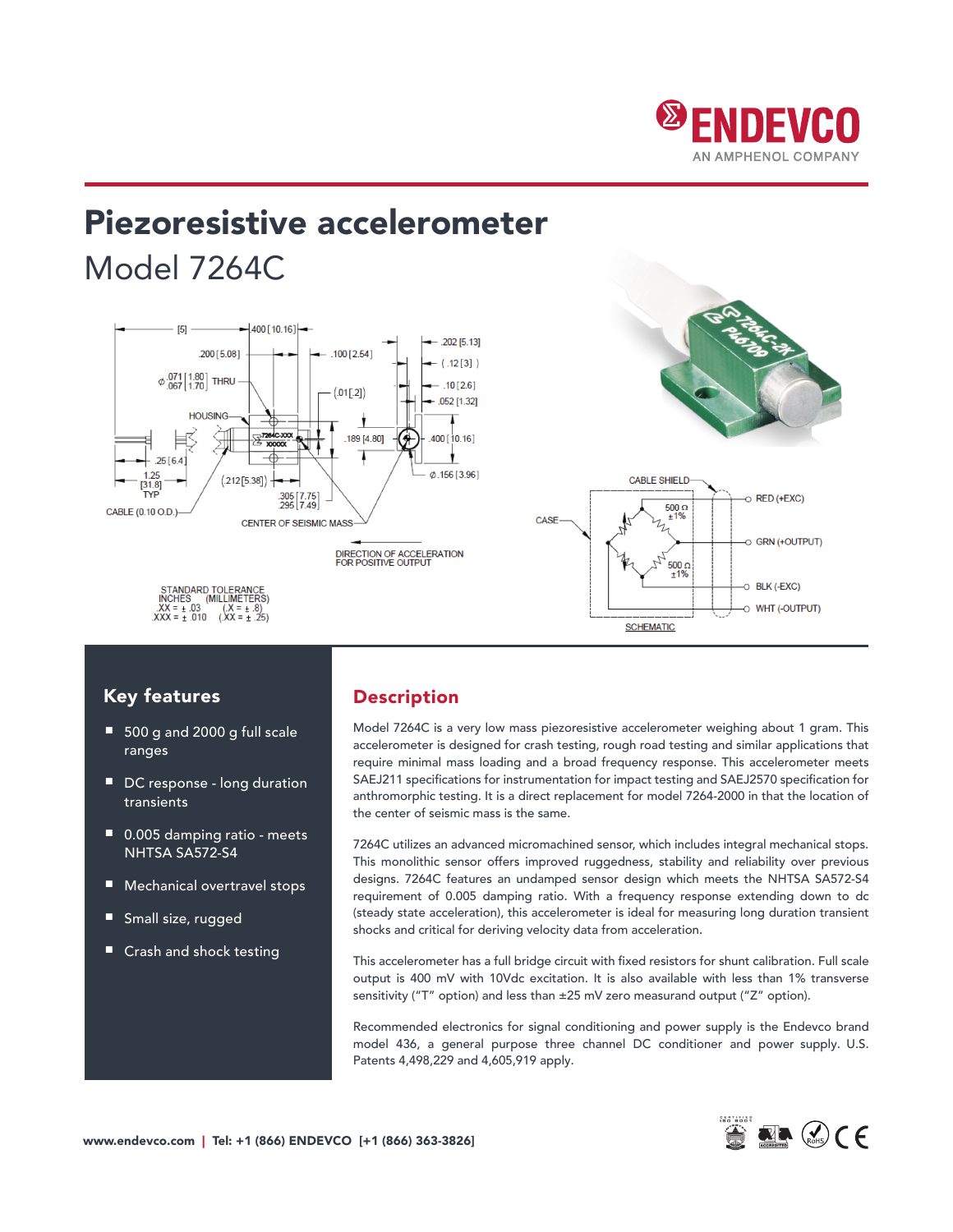ENDEVCO

AN AMPHENOL COMPANY

# Piezoresistive accelerometer

## Model 7264C

## Key features

- 500 g and 2000 g full scale ranges
- DC response - long duration transients
- 0.005 damping ratio - meets NHTSA SA572-S4
- Mechanical overtravel stops
- Small size, rugged
- Crash and shock testing

## Description

Model 7264C is a very low mass piezoresistive accelerometer weighing about 1 gram. This accelerometer is designed for crash testing, rough road testing and similar applications that require minimal mass loading and a broad frequency response. This accelerometer meets SAEJ211 specifications for instrumentation for impact testing and SAEJ2570 specification for anthromorphic testing. It is a direct replacement for model 7264-2000 in that the location of the center of seismic mass is the same.

7264C utilizes an advanced micromachined sensor, which includes integral mechanical stops. This monolithic sensor offers improved ruggedness, stability and reliability over previous designs. 7264C features an undamped sensor design which meets the NHTSA SA572-S4 requirement of 0.005 damping ratio. With a frequency response extending down to dc (steady state acceleration), this accelerometer is ideal for measuring long duration transient shocks and critical for deriving velocity data from acceleration.

This accelerometer has a full bridge circuit with fixed resistors for shunt calibration. Full scale output is 400 mV with 10Vdc excitation. It is also available with less than 1% transverse sensitivity ("T" option) and less than ±25 mV zero measurand output ("Z" option).

Recommended electronics for signal conditioning and power supply is the Endevco brand model 436, a general purpose three channel DC conditioner and power supply. U.S. Patents 4,498,229 and 4,605,919 apply.

www.endevco.com | Tel: +1 (866) ENDEVCO [+1 (866) 363-3826]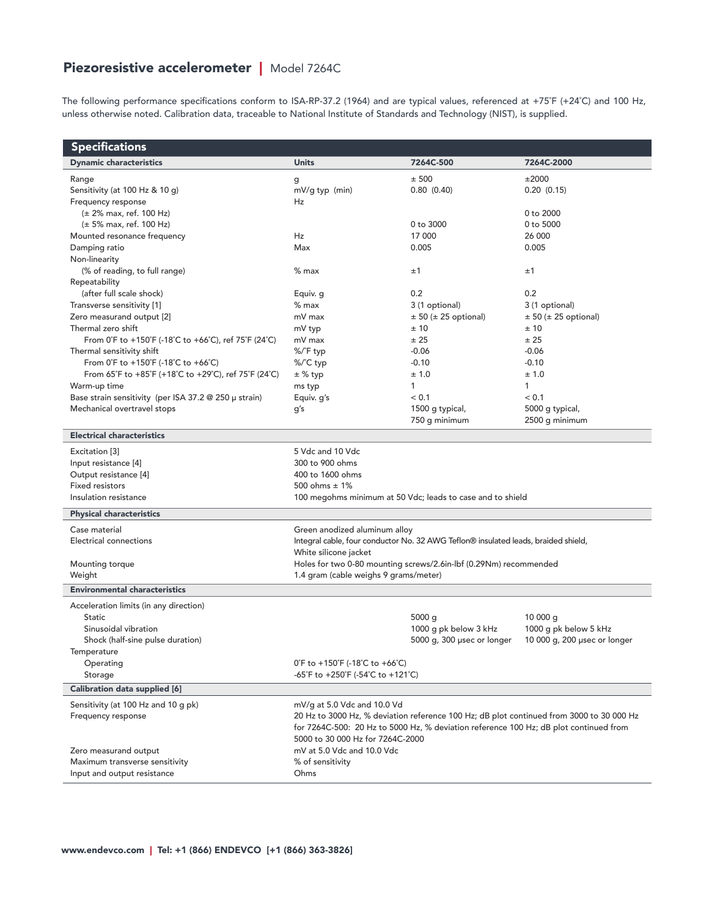# Piezoresistive accelerometer | Model 7264C

The following performance specifications conform to ISA-RP-37.2 (1964) and are typical values, referenced at +75˚F (+24˚C) and 100 Hz, unless otherwise noted. Calibration data, traceable to National Institute of Standards and Technology (NIST), is supplied.

## Specifications

| Dynamic characteristics | Units | 7264C-500 | 7264C-2000 |
|---|---|---|---|
| Range | g | ± 500 | ±2000 |
| Sensitivity (at 100 Hz & 10 g) | mV/g typ (min) | 0.80 (0.40) | 0.20 (0.15) |
| Frequency response | Hz | | |
| (± 2% max, ref. 100 Hz) | | | 0 to 2000 |
| (± 5% max, ref. 100 Hz) | | 0 to 3000 | 0 to 5000 |
| Mounted resonance frequency | Hz | 17 000 | 26 000 |
| Damping ratio | Max | 0.005 | 0.005 |
| Non-linearity | | | |
| (% of reading, to full range) | % max | ±1 | ±1 |
| Repeatability | | | |
| (after full scale shock) | Equiv. g | 0.2 | 0.2 |
| Transverse sensitivity [1] | % max | 3 (1 optional) | 3 (1 optional) |
| Zero measurand output [2] | mV max | ± 50 (± 25 optional) | ± 50 (± 25 optional) |
| Thermal zero shift | mV typ | ± 10 | ± 10 |
| From 0˚F to +150˚F (-18˚C to +66˚C), ref 75˚F (24˚C) | mV max | ± 25 | ± 25 |
| Thermal sensitivity shift | %/˚F typ | -0.06 | -0.06 |
| From 0˚F to +150˚F (-18˚C to +66˚C) | %/˚C typ | -0.10 | -0.10 |
| From 65˚F to +85˚F (+18˚C to +29˚C), ref 75˚F (24˚C) | ± % typ | ± 1.0 | ± 1.0 |
| Warm-up time | ms typ | 1 | 1 |
| Base strain sensitivity (per ISA 37.2 @ 250 μ strain) | Equiv. g's | < 0.1 | < 0.1 |
| Mechanical overtravel stops | g's | 1500 g typical, 750 g minimum | 5000 g typical, 2500 g minimum |
| **Electrical characteristics** | | | |
| Excitation [3] | 5 Vdc and 10 Vdc | | |
| Input resistance [4] | 300 to 900 ohms | | |
| Output resistance [4] | 400 to 1600 ohms | | |
| Fixed resistors | 500 ohms ± 1% | | |
| Insulation resistance | 100 megohms minimum at 50 Vdc; leads to case and to shield | | |
| **Physical characteristics** | | | |
| Case material | Green anodized aluminum alloy | | |
| Electrical connections | Integral cable, four conductor No. 32 AWG Teflon® insulated leads, braided shield, White silicone jacket | | |
| Mounting torque | Holes for two 0-80 mounting screws/2.6in-lbf (0.29Nm) recommended | | |
| Weight | 1.4 gram (cable weighs 9 grams/meter) | | |
| **Environmental characteristics** | | | |
| Acceleration limits (in any direction) | | | |
| Static | | 5000 g | 10 000 g |
| Sinusoidal vibration | | 1000 g pk below 3 kHz | 1000 g pk below 5 kHz |
| Shock (half-sine pulse duration) | | 5000 g, 300 μsec or longer | 10 000 g, 200 μsec or longer |
| Temperature | | | |
| Operating | 0˚F to +150˚F (-18˚C to +66˚C) | | |
| Storage | -65˚F to +250˚F (-54˚C to +121˚C) | | |
| **Calibration data supplied [6]** | | | |
| Sensitivity (at 100 Hz and 10 g pk) | mV/g at 5.0 Vdc and 10.0 Vd | | |
| Frequency response | 20 Hz to 3000 Hz, % deviation reference 100 Hz; dB plot continued from 3000 to 30 000 Hz for 7264C-500: 20 Hz to 5000 Hz, % deviation reference 100 Hz; dB plot continued from 5000 to 30 000 Hz for 7264C-2000 | | |
| Zero measurand output | mV at 5.0 Vdc and 10.0 Vdc | | |
| Maximum transverse sensitivity | % of sensitivity | | |
| Input and output resistance | Ohms | | |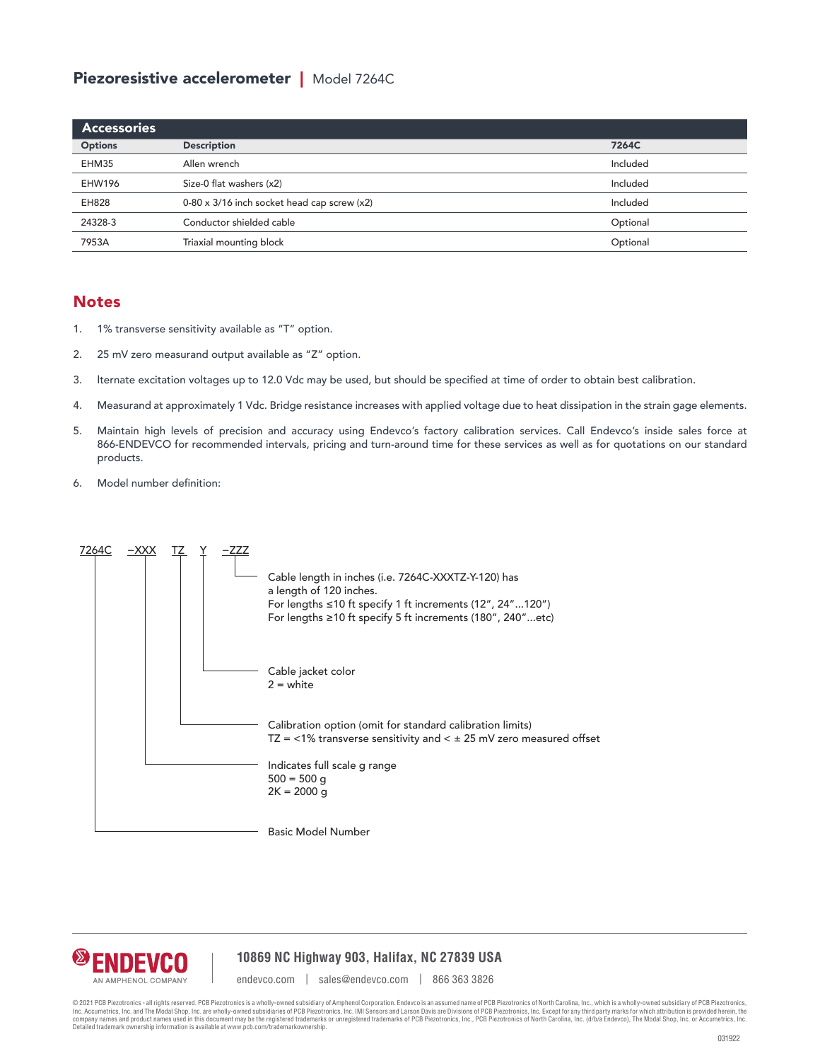## Piezoresistive accelerometer | Model 7264C

### Accessories

| Options | Description | 7264C |
|---|---|---|
| EHM35 | Allen wrench | Included |
| EHW196 | Size-0 flat washers (x2) | Included |
| EH828 | 0-80 x 3/16 inch socket head cap screw (x2) | Included |
| 24328-3 | Conductor shielded cable | Optional |
| 7953A | Triaxial mounting block | Optional |

## Notes

1. 1% transverse sensitivity available as "T" option.
2. 25 mV zero measurand output available as "Z" option.
3. lternate excitation voltages up to 12.0 Vdc may be used, but should be specified at time of order to obtain best calibration.
4. Measurand at approximately 1 Vdc. Bridge resistance increases with applied voltage due to heat dissipation in the strain gage elements.
5. Maintain high levels of precision and accuracy using Endevco's factory calibration services. Call Endevco's inside sales force at 866-ENDEVCO for recommended intervals, pricing and turn-around time for these services as well as for quotations on our standard products.
6. Model number definition:

7264C –XXX TZ Y –ZZZ

- –ZZZ: Cable length in inches (i.e. 7264C-XXXTZ-Y-120) has a length of 120 inches. For lengths ≤10 ft specify 1 ft increments (12", 24"...120") For lengths ≥10 ft specify 5 ft increments (180", 240"...etc)
- Y: Cable jacket color 2 = white
- TZ: Calibration option (omit for standard calibration limits) TZ = <1% transverse sensitivity and < ± 25 mV zero measured offset
- –XXX: Indicates full scale g range 500 = 500 g 2K = 2000 g
- 7264C: Basic Model Number

ENDEVCO
AN AMPHENOL COMPANY

10869 NC Highway 903, Halifax, NC 27839 USA

endevco.com | sales@endevco.com | 866 363 3826

© 2021 PCB Piezotronics - all rights reserved. PCB Piezotronics is a wholly-owned subsidiary of Amphenol Corporation. Endevco is an assumed name of PCB Piezotronics of North Carolina, Inc., which is a wholly-owned subsidiary of PCB Piezotronics, Inc. Accumetrics, Inc. and The Modal Shop, Inc. are wholly-owned subsidiaries of PCB Piezotronics, Inc. IMI Sensors and Larson Davis are Divisions of PCB Piezotronics, Inc. Except for any third party marks for which attribution is provided herein, the company names and product names used in this document may be the registered trademarks or unregistered trademarks of PCB Piezotronics, Inc., PCB Piezotronics of North Carolina, Inc. (d/b/a Endevco), The Modal Shop, Inc. or Accumetrics, Inc. Detailed trademark ownership information is available at www.pcb.com/trademarkownership.

031922